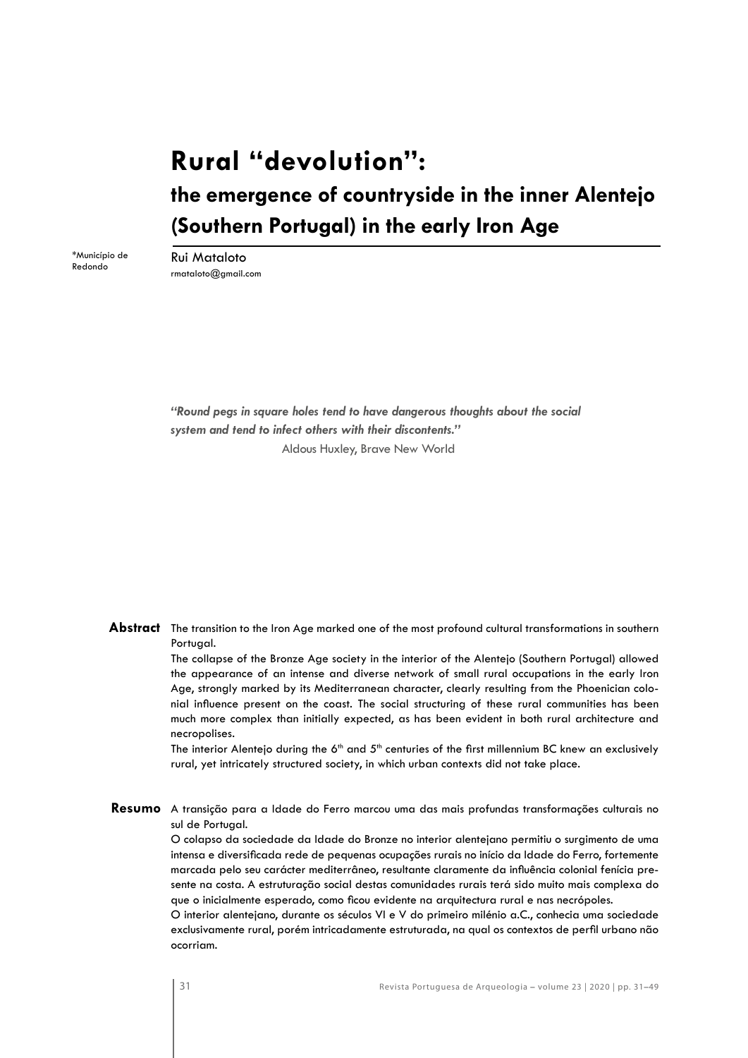# Rural "devolution":

## the emergence of countryside in the inner Alentejo (Southern Portugal) in the early Iron Age

*Município de Redondo

Rui Mataloto
rmataloto@gmail.com

***"Round pegs in square holes tend to have dangerous thoughts about the social system and tend to infect others with their discontents."***
Aldous Huxley, Brave New World

**Abstract** The transition to the Iron Age marked one of the most profound cultural transformations in southern Portugal.

The collapse of the Bronze Age society in the interior of the Alentejo (Southern Portugal) allowed the appearance of an intense and diverse network of small rural occupations in the early Iron Age, strongly marked by its Mediterranean character, clearly resulting from the Phoenician colonial influence present on the coast. The social structuring of these rural communities has been much more complex than initially expected, as has been evident in both rural architecture and necropolises.

The interior Alentejo during the 6th and 5th centuries of the first millennium BC knew an exclusively rural, yet intricately structured society, in which urban contexts did not take place.

**Resumo** A transição para a Idade do Ferro marcou uma das mais profundas transformações culturais no sul de Portugal.

O colapso da sociedade da Idade do Bronze no interior alentejano permitiu o surgimento de uma intensa e diversificada rede de pequenas ocupações rurais no início da Idade do Ferro, fortemente marcada pelo seu carácter mediterrâneo, resultante claramente da influência colonial fenícia presente na costa. A estruturação social destas comunidades rurais terá sido muito mais complexa do que o inicialmente esperado, como ficou evidente na arquitectura rural e nas necrópoles.

O interior alentejano, durante os séculos VI e V do primeiro milénio a.C., conhecia uma sociedade exclusivamente rural, porém intricadamente estruturada, na qual os contextos de perfil urbano não ocorriam.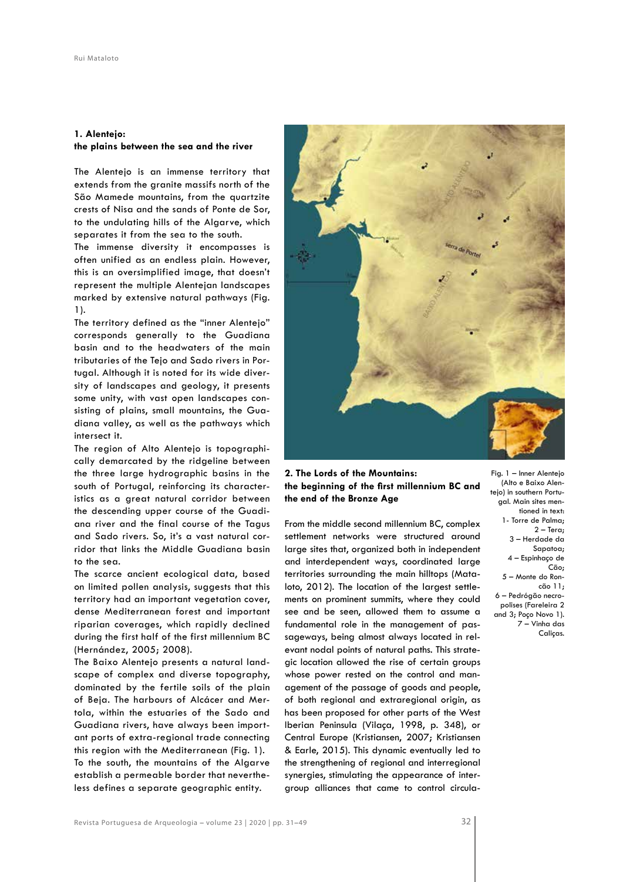## 1. Alentejo: the plains between the sea and the river

The Alentejo is an immense territory that extends from the granite massifs north of the São Mamede mountains, from the quartzite crests of Nisa and the sands of Ponte de Sor, to the undulating hills of the Algarve, which separates it from the sea to the south.

The immense diversity it encompasses is often unified as an endless plain. However, this is an oversimplified image, that doesn't represent the multiple Alentejan landscapes marked by extensive natural pathways (Fig. 1).

The territory defined as the "inner Alentejo" corresponds generally to the Guadiana basin and to the headwaters of the main tributaries of the Tejo and Sado rivers in Portugal. Although it is noted for its wide diversity of landscapes and geology, it presents some unity, with vast open landscapes consisting of plains, small mountains, the Guadiana valley, as well as the pathways which intersect it.

The region of Alto Alentejo is topographically demarcated by the ridgeline between the three large hydrographic basins in the south of Portugal, reinforcing its characteristics as a great natural corridor between the descending upper course of the Guadiana river and the final course of the Tagus and Sado rivers. So, it's a vast natural corridor that links the Middle Guadiana basin to the sea.

The scarce ancient ecological data, based on limited pollen analysis, suggests that this territory had an important vegetation cover, dense Mediterranean forest and important riparian coverages, which rapidly declined during the first half of the first millennium BC (Hernández, 2005; 2008).

The Baixo Alentejo presents a natural landscape of complex and diverse topography, dominated by the fertile soils of the plain of Beja. The harbours of Alcácer and Mertola, within the estuaries of the Sado and Guadiana rivers, have always been important ports of extra-regional trade connecting this region with the Mediterranean (Fig. 1).

To the south, the mountains of the Algarve establish a permeable border that nevertheless defines a separate geographic entity.

Fig. 1 – Inner Alentejo (Alto e Baixo Alentejo) in southern Portugal. Main sites mentioned in text: 1- Torre de Palma; 2 – Tera; 3 – Herdade da Sapatoa; 4 – Espinhaço de Cão; 5 – Monte do Roncão 11; 6 – Pedrógão necropolises (Fareleira 2 and 3; Poço Novo 1). 7 – Vinha das Caliças.

## 2. The Lords of the Mountains: the beginning of the first millennium BC and the end of the Bronze Age

From the middle second millennium BC, complex settlement networks were structured around large sites that, organized both in independent and interdependent ways, coordinated large territories surrounding the main hilltops (Mataloto, 2012). The location of the largest settlements on prominent summits, where they could see and be seen, allowed them to assume a fundamental role in the management of passageways, being almost always located in relevant nodal points of natural paths. This strategic location allowed the rise of certain groups whose power rested on the control and management of the passage of goods and people, of both regional and extraregional origin, as has been proposed for other parts of the West Iberian Peninsula (Vilaça, 1998, p. 348), or Central Europe (Kristiansen, 2007; Kristiansen & Earle, 2015). This dynamic eventually led to the strengthening of regional and interregional synergies, stimulating the appearance of intergroup alliances that came to control circula-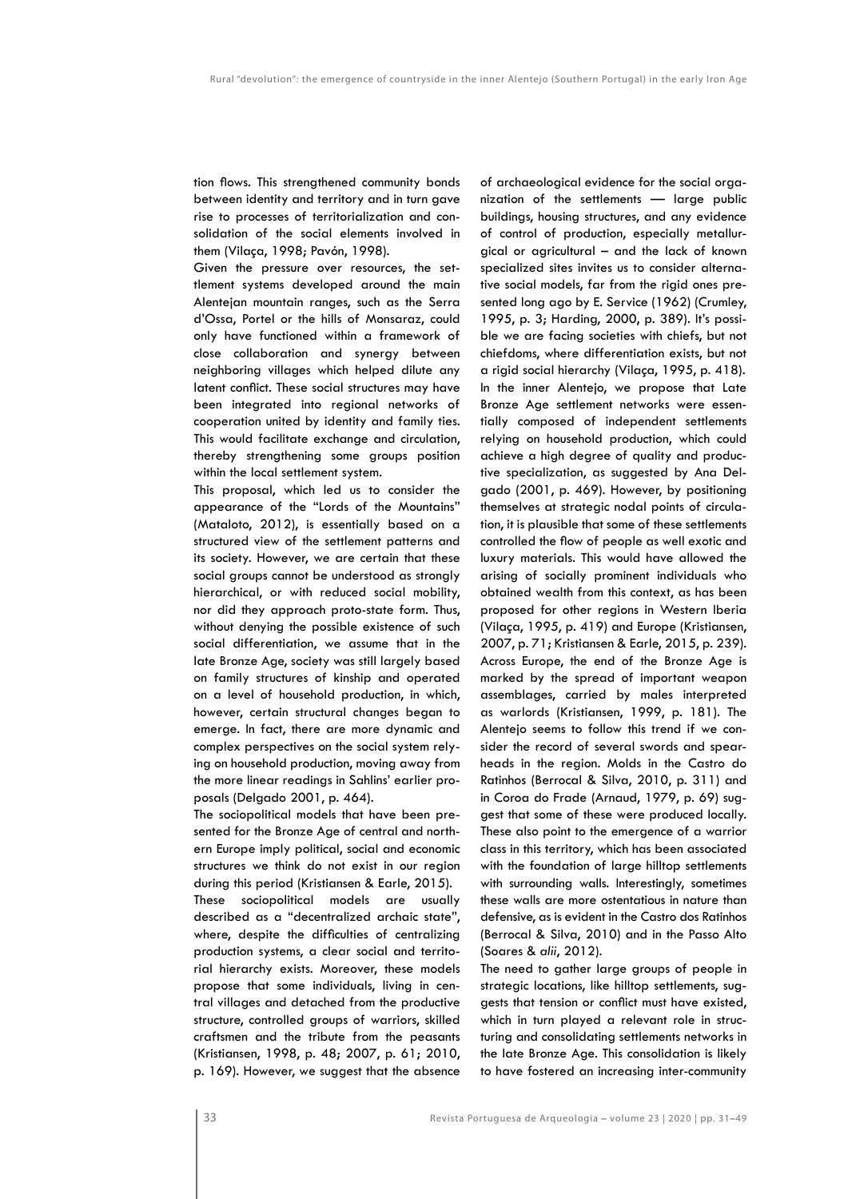tion flows. This strengthened community bonds between identity and territory and in turn gave rise to processes of territorialization and consolidation of the social elements involved in them (Vilaça, 1998; Pavón, 1998).

Given the pressure over resources, the settlement systems developed around the main Alentejan mountain ranges, such as the Serra d'Ossa, Portel or the hills of Monsaraz, could only have functioned within a framework of close collaboration and synergy between neighboring villages which helped dilute any latent conflict. These social structures may have been integrated into regional networks of cooperation united by identity and family ties. This would facilitate exchange and circulation, thereby strengthening some groups position within the local settlement system.

This proposal, which led us to consider the appearance of the "Lords of the Mountains" (Mataloto, 2012), is essentially based on a structured view of the settlement patterns and its society. However, we are certain that these social groups cannot be understood as strongly hierarchical, or with reduced social mobility, nor did they approach proto-state form. Thus, without denying the possible existence of such social differentiation, we assume that in the late Bronze Age, society was still largely based on family structures of kinship and operated on a level of household production, in which, however, certain structural changes began to emerge. In fact, there are more dynamic and complex perspectives on the social system relying on household production, moving away from the more linear readings in Sahlins' earlier proposals (Delgado 2001, p. 464).

The sociopolitical models that have been presented for the Bronze Age of central and northern Europe imply political, social and economic structures we think do not exist in our region during this period (Kristiansen & Earle, 2015).

These sociopolitical models are usually described as a "decentralized archaic state", where, despite the difficulties of centralizing production systems, a clear social and territorial hierarchy exists. Moreover, these models propose that some individuals, living in central villages and detached from the productive structure, controlled groups of warriors, skilled craftsmen and the tribute from the peasants (Kristiansen, 1998, p. 48; 2007, p. 61; 2010, p. 169). However, we suggest that the absence of archaeological evidence for the social organization of the settlements — large public buildings, housing structures, and any evidence of control of production, especially metallurgical or agricultural – and the lack of known specialized sites invites us to consider alternative social models, far from the rigid ones presented long ago by E. Service (1962) (Crumley, 1995, p. 3; Harding, 2000, p. 389). It's possible we are facing societies with chiefs, but not chiefdoms, where differentiation exists, but not a rigid social hierarchy (Vilaça, 1995, p. 418).

In the inner Alentejo, we propose that Late Bronze Age settlement networks were essentially composed of independent settlements relying on household production, which could achieve a high degree of quality and productive specialization, as suggested by Ana Delgado (2001, p. 469). However, by positioning themselves at strategic nodal points of circulation, it is plausible that some of these settlements controlled the flow of people as well exotic and luxury materials. This would have allowed the arising of socially prominent individuals who obtained wealth from this context, as has been proposed for other regions in Western Iberia (Vilaça, 1995, p. 419) and Europe (Kristiansen, 2007, p. 71; Kristiansen & Earle, 2015, p. 239). Across Europe, the end of the Bronze Age is marked by the spread of important weapon assemblages, carried by males interpreted as warlords (Kristiansen, 1999, p. 181). The Alentejo seems to follow this trend if we consider the record of several swords and spearheads in the region. Molds in the Castro do Ratinhos (Berrocal & Silva, 2010, p. 311) and in Coroa do Frade (Arnaud, 1979, p. 69) suggest that some of these were produced locally. These also point to the emergence of a warrior class in this territory, which has been associated with the foundation of large hilltop settlements with surrounding walls. Interestingly, sometimes these walls are more ostentatious in nature than defensive, as is evident in the Castro dos Ratinhos (Berrocal & Silva, 2010) and in the Passo Alto (Soares & *alii*, 2012).

The need to gather large groups of people in strategic locations, like hilltop settlements, suggests that tension or conflict must have existed, which in turn played a relevant role in structuring and consolidating settlements networks in the late Bronze Age. This consolidation is likely to have fostered an increasing inter-community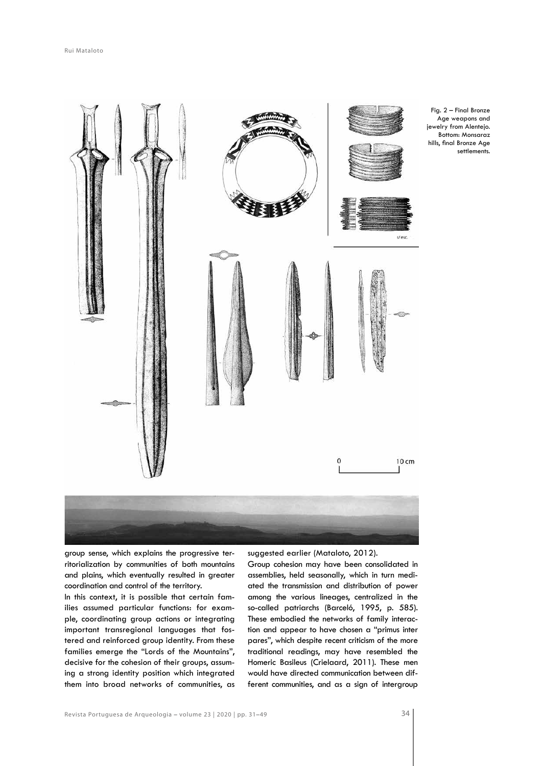Fig. 2 – Final Bronze Age weapons and jewelry from Alentejo. Bottom: Monsaraz hills, final Bronze Age settlements.

group sense, which explains the progressive territorialization by communities of both mountains and plains, which eventually resulted in greater coordination and control of the territory.

In this context, it is possible that certain families assumed particular functions: for example, coordinating group actions or integrating important transregional languages that fostered and reinforced group identity. From these families emerge the "Lords of the Mountains", decisive for the cohesion of their groups, assuming a strong identity position which integrated them into broad networks of communities, as suggested earlier (Mataloto, 2012).

Group cohesion may have been consolidated in assemblies, held seasonally, which in turn mediated the transmission and distribution of power among the various lineages, centralized in the so-called patriarchs (Barceló, 1995, p. 585). These embodied the networks of family interaction and appear to have chosen a "primus inter pares", which despite recent criticism of the more traditional readings, may have resembled the Homeric Basileus (Crielaard, 2011). These men would have directed communication between different communities, and as a sign of intergroup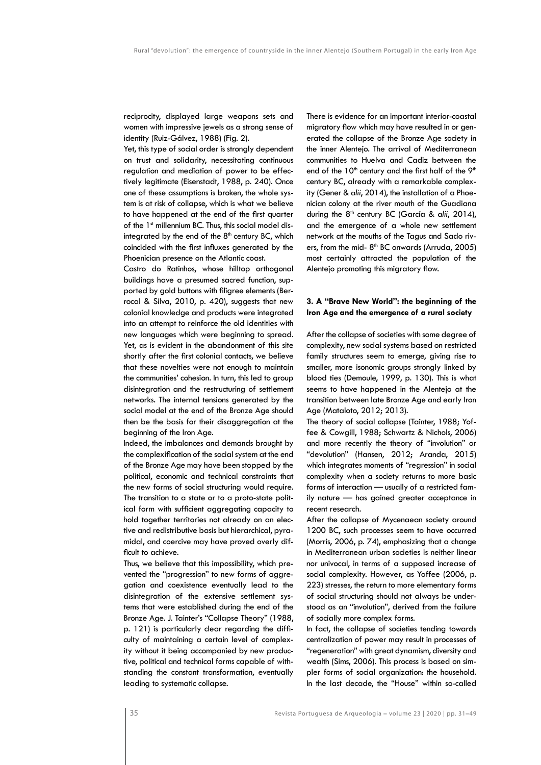reciprocity, displayed large weapons sets and women with impressive jewels as a strong sense of identity (Ruiz-Gálvez, 1988) (Fig. 2).

Yet, this type of social order is strongly dependent on trust and solidarity, necessitating continuous regulation and mediation of power to be effectively legitimate (Eisenstadt, 1988, p. 240). Once one of these assumptions is broken, the whole system is at risk of collapse, which is what we believe to have happened at the end of the first quarter of the 1st millennium BC. Thus, this social model disintegrated by the end of the 8th century BC, which coincided with the first influxes generated by the Phoenician presence on the Atlantic coast.

Castro do Ratinhos, whose hilltop orthogonal buildings have a presumed sacred function, supported by gold buttons with filigree elements (Berrocal & Silva, 2010, p. 420), suggests that new colonial knowledge and products were integrated into an attempt to reinforce the old identities with new languages which were beginning to spread. Yet, as is evident in the abandonment of this site shortly after the first colonial contacts, we believe that these novelties were not enough to maintain the communities' cohesion. In turn, this led to group disintegration and the restructuring of settlement networks. The internal tensions generated by the social model at the end of the Bronze Age should then be the basis for their disaggregation at the beginning of the Iron Age.

Indeed, the imbalances and demands brought by the complexification of the social system at the end of the Bronze Age may have been stopped by the political, economic and technical constraints that the new forms of social structuring would require. The transition to a state or to a proto-state political form with sufficient aggregating capacity to hold together territories not already on an elective and redistributive basis but hierarchical, pyramidal, and coercive may have proved overly difficult to achieve.

Thus, we believe that this impossibility, which prevented the "progression" to new forms of aggregation and coexistence eventually lead to the disintegration of the extensive settlement systems that were established during the end of the Bronze Age. J. Tainter's "Collapse Theory" (1988, p. 121) is particularly clear regarding the difficulty of maintaining a certain level of complexity without it being accompanied by new productive, political and technical forms capable of withstanding the constant transformation, eventually leading to systematic collapse.

There is evidence for an important interior-coastal migratory flow which may have resulted in or generated the collapse of the Bronze Age society in the inner Alentejo. The arrival of Mediterranean communities to Huelva and Cadiz between the end of the 10th century and the first half of the 9th century BC, already with a remarkable complexity (Gener & *alii*, 2014), the installation of a Phoenician colony at the river mouth of the Guadiana during the 8th century BC (García & *alii*, 2014), and the emergence of a whole new settlement network at the mouths of the Tagus and Sado rivers, from the mid- 8th BC onwards (Arruda, 2005) most certainly attracted the population of the Alentejo promoting this migratory flow.

## 3. A "Brave New World": the beginning of the Iron Age and the emergence of a rural society

After the collapse of societies with some degree of complexity, new social systems based on restricted family structures seem to emerge, giving rise to smaller, more isonomic groups strongly linked by blood ties (Demoule, 1999, p. 130). This is what seems to have happened in the Alentejo at the transition between late Bronze Age and early Iron Age (Mataloto, 2012; 2013).

The theory of social collapse (Tainter, 1988; Yoffee & Cowgill, 1988; Schwartz & Nichols, 2006) and more recently the theory of "involution" or "devolution" (Hansen, 2012; Aranda, 2015) which integrates moments of "regression" in social complexity when a society returns to more basic forms of interaction — usually of a restricted family nature — has gained greater acceptance in recent research.

After the collapse of Mycenaean society around 1200 BC, such processes seem to have occurred (Morris, 2006, p. 74), emphasizing that a change in Mediterranean urban societies is neither linear nor univocal, in terms of a supposed increase of social complexity. However, as Yoffee (2006, p. 223) stresses, the return to more elementary forms of social structuring should not always be understood as an "involution", derived from the failure of socially more complex forms.

In fact, the collapse of societies tending towards centralization of power may result in processes of "regeneration" with great dynamism, diversity and wealth (Sims, 2006). This process is based on simpler forms of social organization: the household. In the last decade, the "House" within so-called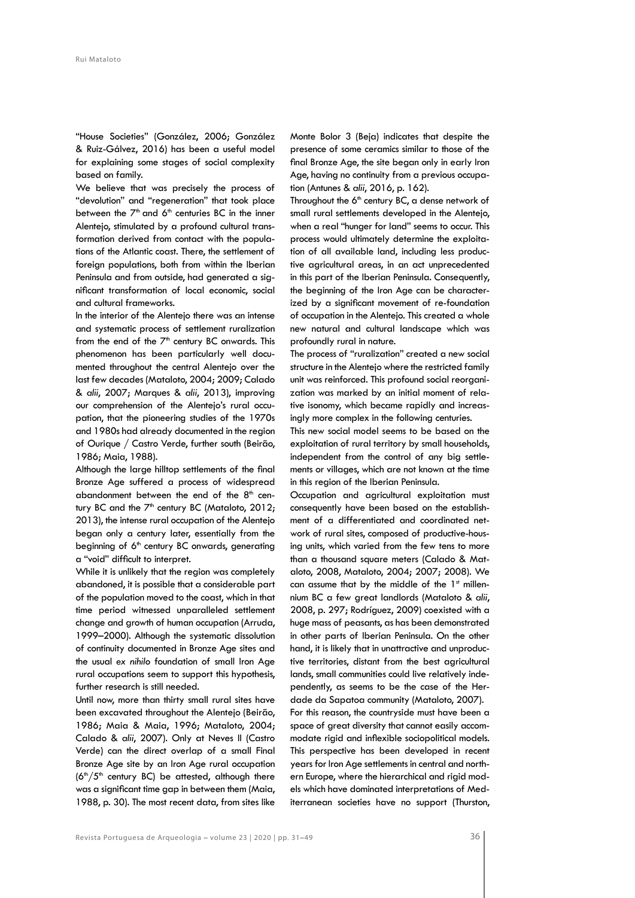"House Societies" (González, 2006; González & Ruiz-Gálvez, 2016) has been a useful model for explaining some stages of social complexity based on family.

We believe that was precisely the process of "devolution" and "regeneration" that took place between the 7th and 6th centuries BC in the inner Alentejo, stimulated by a profound cultural transformation derived from contact with the populations of the Atlantic coast. There, the settlement of foreign populations, both from within the Iberian Peninsula and from outside, had generated a significant transformation of local economic, social and cultural frameworks.

In the interior of the Alentejo there was an intense and systematic process of settlement ruralization from the end of the 7th century BC onwards. This phenomenon has been particularly well documented throughout the central Alentejo over the last few decades (Mataloto, 2004; 2009; Calado & *alii*, 2007; Marques & *alii*, 2013), improving our comprehension of the Alentejo's rural occupation, that the pioneering studies of the 1970s and 1980s had already documented in the region of Ourique / Castro Verde, further south (Beirão, 1986; Maia, 1988).

Although the large hilltop settlements of the final Bronze Age suffered a process of widespread abandonment between the end of the 8th century BC and the 7th century BC (Mataloto, 2012; 2013), the intense rural occupation of the Alentejo began only a century later, essentially from the beginning of 6th century BC onwards, generating a "void" difficult to interpret.

While it is unlikely that the region was completely abandoned, it is possible that a considerable part of the population moved to the coast, which in that time period witnessed unparalleled settlement change and growth of human occupation (Arruda, 1999–2000). Although the systematic dissolution of continuity documented in Bronze Age sites and the usual *ex nihilo* foundation of small Iron Age rural occupations seem to support this hypothesis, further research is still needed.

Until now, more than thirty small rural sites have been excavated throughout the Alentejo (Beirão, 1986; Maia & Maia, 1996; Mataloto, 2004; Calado & *alii*, 2007). Only at Neves II (Castro Verde) can the direct overlap of a small Final Bronze Age site by an Iron Age rural occupation (6th/5th century BC) be attested, although there was a significant time gap in between them (Maia, 1988, p. 30). The most recent data, from sites like Monte Bolor 3 (Beja) indicates that despite the presence of some ceramics similar to those of the final Bronze Age, the site began only in early Iron Age, having no continuity from a previous occupation (Antunes & *alii*, 2016, p. 162).

Throughout the 6th century BC, a dense network of small rural settlements developed in the Alentejo, when a real "hunger for land" seems to occur. This process would ultimately determine the exploitation of all available land, including less productive agricultural areas, in an act unprecedented in this part of the Iberian Peninsula. Consequently, the beginning of the Iron Age can be characterized by a significant movement of re-foundation of occupation in the Alentejo. This created a whole new natural and cultural landscape which was profoundly rural in nature.

The process of "ruralization" created a new social structure in the Alentejo where the restricted family unit was reinforced. This profound social reorganization was marked by an initial moment of relative isonomy, which became rapidly and increasingly more complex in the following centuries.

This new social model seems to be based on the exploitation of rural territory by small households, independent from the control of any big settlements or villages, which are not known at the time in this region of the Iberian Peninsula.

Occupation and agricultural exploitation must consequently have been based on the establishment of a differentiated and coordinated network of rural sites, composed of productive-housing units, which varied from the few tens to more than a thousand square meters (Calado & Mataloto, 2008, Mataloto, 2004; 2007; 2008). We can assume that by the middle of the 1st millennium BC a few great landlords (Mataloto & *alii*, 2008, p. 297; Rodríguez, 2009) coexisted with a huge mass of peasants, as has been demonstrated in other parts of Iberian Peninsula. On the other hand, it is likely that in unattractive and unproductive territories, distant from the best agricultural lands, small communities could live relatively independently, as seems to be the case of the Herdade da Sapatoa community (Mataloto, 2007).

For this reason, the countryside must have been a space of great diversity that cannot easily accommodate rigid and inflexible sociopolitical models. This perspective has been developed in recent years for Iron Age settlements in central and northern Europe, where the hierarchical and rigid models which have dominated interpretations of Mediterranean societies have no support (Thurston,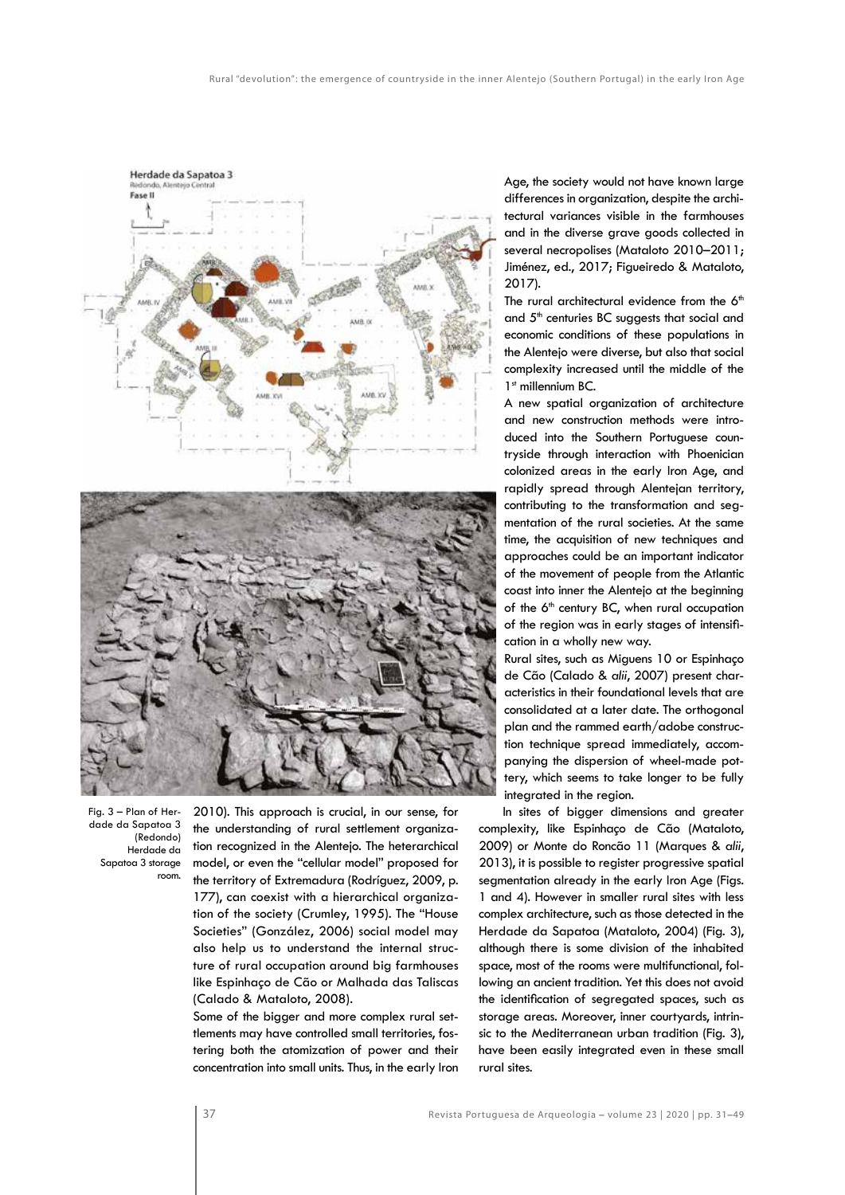Fig. 3 – Plan of Herdade da Sapatoa 3 (Redondo) Herdade da Sapatoa 3 storage room.

2010). This approach is crucial, in our sense, for the understanding of rural settlement organization recognized in the Alentejo. The heterarchical model, or even the "cellular model" proposed for the territory of Extremadura (Rodríguez, 2009, p. 177), can coexist with a hierarchical organization of the society (Crumley, 1995). The "House Societies" (González, 2006) social model may also help us to understand the internal structure of rural occupation around big farmhouses like Espinhaço de Cão or Malhada das Taliscas (Calado & Mataloto, 2008).

Some of the bigger and more complex rural settlements may have controlled small territories, fostering both the atomization of power and their concentration into small units. Thus, in the early Iron Age, the society would not have known large differences in organization, despite the architectural variances visible in the farmhouses and in the diverse grave goods collected in several necropolises (Mataloto 2010–2011; Jiménez, ed., 2017; Figueiredo & Mataloto, 2017).

The rural architectural evidence from the 6th and 5th centuries BC suggests that social and economic conditions of these populations in the Alentejo were diverse, but also that social complexity increased until the middle of the 1st millennium BC.

A new spatial organization of architecture and new construction methods were introduced into the Southern Portuguese countryside through interaction with Phoenician colonized areas in the early Iron Age, and rapidly spread through Alentejan territory, contributing to the transformation and segmentation of the rural societies. At the same time, the acquisition of new techniques and approaches could be an important indicator of the movement of people from the Atlantic coast into inner the Alentejo at the beginning of the 6th century BC, when rural occupation of the region was in early stages of intensification in a wholly new way.

Rural sites, such as Miguens 10 or Espinhaço de Cão (Calado & *alii*, 2007) present characteristics in their foundational levels that are consolidated at a later date. The orthogonal plan and the rammed earth/adobe construction technique spread immediately, accompanying the dispersion of wheel-made pottery, which seems to take longer to be fully integrated in the region.

In sites of bigger dimensions and greater complexity, like Espinhaço de Cão (Mataloto, 2009) or Monte do Roncão 11 (Marques & *alii*, 2013), it is possible to register progressive spatial segmentation already in the early Iron Age (Figs. 1 and 4). However in smaller rural sites with less complex architecture, such as those detected in the Herdade da Sapatoa (Mataloto, 2004) (Fig. 3), although there is some division of the inhabited space, most of the rooms were multifunctional, following an ancient tradition. Yet this does not avoid the identification of segregated spaces, such as storage areas. Moreover, inner courtyards, intrinsic to the Mediterranean urban tradition (Fig. 3), have been easily integrated even in these small rural sites.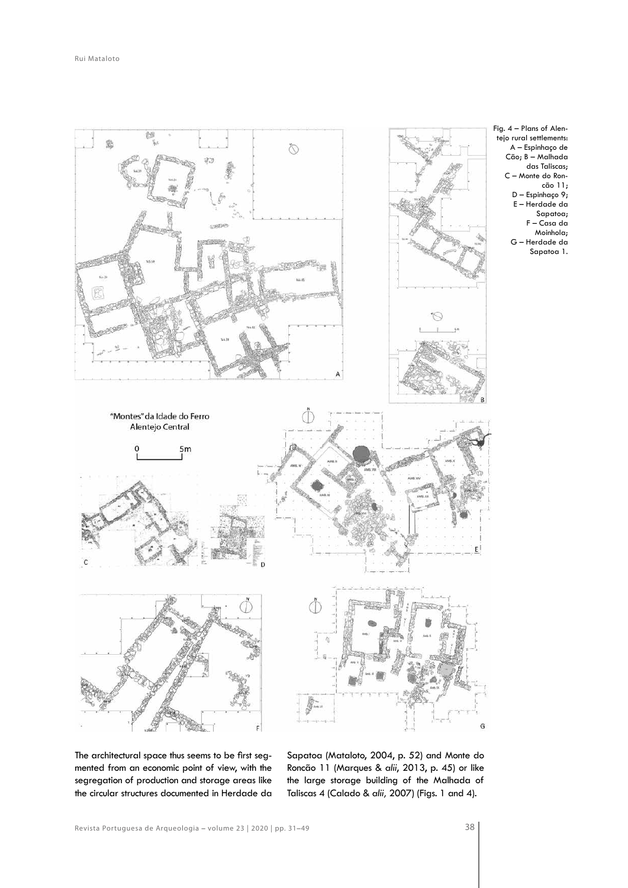Fig. 4 – Plans of Alentejo rural settlements: A – Espinhaço de Cão; B – Malhada das Taliscas; C – Monte do Roncão 11; D – Espinhaço 9; E – Herdade da Sapatoa; F – Casa da Moinhola; G – Herdade da Sapatoa 1.

The architectural space thus seems to be first segmented from an economic point of view, with the segregation of production and storage areas like the circular structures documented in Herdade da Sapatoa (Mataloto, 2004, p. 52) and Monte do Roncão 11 (Marques & *alii*, 2013, p. 45) or like the large storage building of the Malhada of Taliscas 4 (Calado & *alii*, 2007) (Figs. 1 and 4).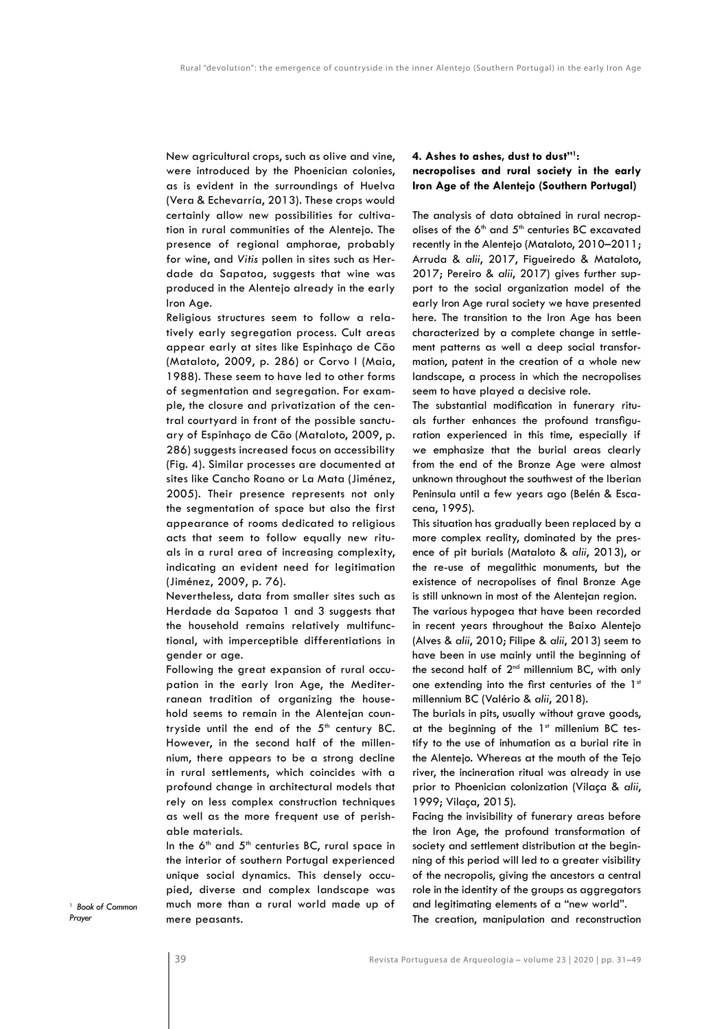New agricultural crops, such as olive and vine, were introduced by the Phoenician colonies, as is evident in the surroundings of Huelva (Vera & Echevarría, 2013). These crops would certainly allow new possibilities for cultivation in rural communities of the Alentejo. The presence of regional amphorae, probably for wine, and *Vitis* pollen in sites such as Herdade da Sapatoa, suggests that wine was produced in the Alentejo already in the early Iron Age.

Religious structures seem to follow a relatively early segregation process. Cult areas appear early at sites like Espinhaço de Cão (Mataloto, 2009, p. 286) or Corvo I (Maia, 1988). These seem to have led to other forms of segmentation and segregation. For example, the closure and privatization of the central courtyard in front of the possible sanctuary of Espinhaço de Cão (Mataloto, 2009, p. 286) suggests increased focus on accessibility (Fig. 4). Similar processes are documented at sites like Cancho Roano or La Mata (Jiménez, 2005). Their presence represents not only the segmentation of space but also the first appearance of rooms dedicated to religious acts that seem to follow equally new rituals in a rural area of increasing complexity, indicating an evident need for legitimation (Jiménez, 2009, p. 76).

Nevertheless, data from smaller sites such as Herdade da Sapatoa 1 and 3 suggests that the household remains relatively multifunctional, with imperceptible differentiations in gender or age.

Following the great expansion of rural occupation in the early Iron Age, the Mediterranean tradition of organizing the household seems to remain in the Alentejan countryside until the end of the 5th century BC. However, in the second half of the millennium, there appears to be a strong decline in rural settlements, which coincides with a profound change in architectural models that rely on less complex construction techniques as well as the more frequent use of perishable materials.

In the 6th and 5th centuries BC, rural space in the interior of southern Portugal experienced unique social dynamics. This densely occupied, diverse and complex landscape was much more than a rural world made up of mere peasants.

## 4. Ashes to ashes, dust to dust"[1]: necropolises and rural society in the early Iron Age of the Alentejo (Southern Portugal)

The analysis of data obtained in rural necropolises of the 6th and 5th centuries BC excavated recently in the Alentejo (Mataloto, 2010–2011; Arruda & *alii*, 2017, Figueiredo & Mataloto, 2017; Pereiro & *alii*, 2017) gives further support to the social organization model of the early Iron Age rural society we have presented here. The transition to the Iron Age has been characterized by a complete change in settlement patterns as well a deep social transformation, patent in the creation of a whole new landscape, a process in which the necropolises seem to have played a decisive role.

The substantial modification in funerary rituals further enhances the profound transfiguration experienced in this time, especially if we emphasize that the burial areas clearly from the end of the Bronze Age were almost unknown throughout the southwest of the Iberian Peninsula until a few years ago (Belén & Escacena, 1995).

This situation has gradually been replaced by a more complex reality, dominated by the presence of pit burials (Mataloto & *alii*, 2013), or the re-use of megalithic monuments, but the existence of necropolises of final Bronze Age is still unknown in most of the Alentejan region.

The various hypogea that have been recorded in recent years throughout the Baixo Alentejo (Alves & *alii*, 2010; Filipe & *alii*, 2013) seem to have been in use mainly until the beginning of the second half of 2nd millennium BC, with only one extending into the first centuries of the 1st millennium BC (Valério & *alii*, 2018).

The burials in pits, usually without grave goods, at the beginning of the 1st millenium BC testify to the use of inhumation as a burial rite in the Alentejo. Whereas at the mouth of the Tejo river, the incineration ritual was already in use prior to Phoenician colonization (Vilaça & *alii*, 1999; Vilaça, 2015).

Facing the invisibility of funerary areas before the Iron Age, the profound transformation of society and settlement distribution at the beginning of this period will led to a greater visibility of the necropolis, giving the ancestors a central role in the identity of the groups as aggregators and legitimating elements of a "new world".

The creation, manipulation and reconstruction

[1] *Book of Common Prayer*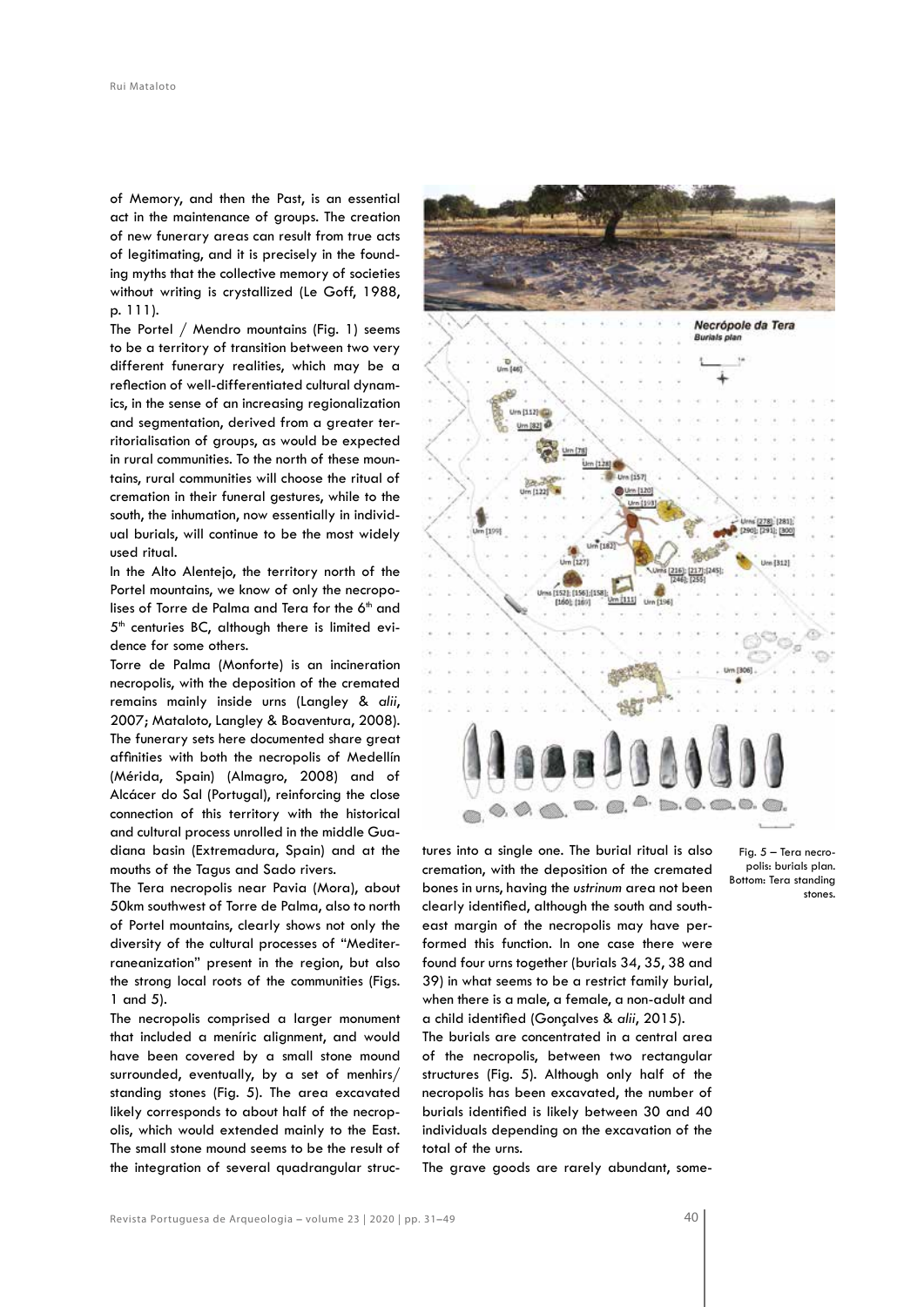of Memory, and then the Past, is an essential act in the maintenance of groups. The creation of new funerary areas can result from true acts of legitimating, and it is precisely in the founding myths that the collective memory of societies without writing is crystallized (Le Goff, 1988, p. 111).

The Portel / Mendro mountains (Fig. 1) seems to be a territory of transition between two very different funerary realities, which may be a reflection of well-differentiated cultural dynamics, in the sense of an increasing regionalization and segmentation, derived from a greater territorialisation of groups, as would be expected in rural communities. To the north of these mountains, rural communities will choose the ritual of cremation in their funeral gestures, while to the south, the inhumation, now essentially in individual burials, will continue to be the most widely used ritual.

In the Alto Alentejo, the territory north of the Portel mountains, we know of only the necropolises of Torre de Palma and Tera for the 6th and 5th centuries BC, although there is limited evidence for some others.

Torre de Palma (Monforte) is an incineration necropolis, with the deposition of the cremated remains mainly inside urns (Langley & *alii*, 2007; Mataloto, Langley & Boaventura, 2008). The funerary sets here documented share great affinities with both the necropolis of Medellín (Mérida, Spain) (Almagro, 2008) and of Alcácer do Sal (Portugal), reinforcing the close connection of this territory with the historical and cultural process unrolled in the middle Guadiana basin (Extremadura, Spain) and at the mouths of the Tagus and Sado rivers.

The Tera necropolis near Pavia (Mora), about 50km southwest of Torre de Palma, also to north of Portel mountains, clearly shows not only the diversity of the cultural processes of "Mediterraneanization" present in the region, but also the strong local roots of the communities (Figs. 1 and 5).

The necropolis comprised a larger monument that included a meníric alignment, and would have been covered by a small stone mound surrounded, eventually, by a set of menhirs/ standing stones (Fig. 5). The area excavated likely corresponds to about half of the necropolis, which would extended mainly to the East. The small stone mound seems to be the result of the integration of several quadrangular structures into a single one. The burial ritual is also cremation, with the deposition of the cremated bones in urns, having the *ustrinum* area not been clearly identified, although the south and southeast margin of the necropolis may have performed this function. In one case there were found four urns together (burials 34, 35, 38 and 39) in what seems to be a restrict family burial, when there is a male, a female, a non-adult and a child identified (Gonçalves & *alii*, 2015).

Fig. 5 – Tera necropolis: burials plan. Bottom: Tera standing stones.

The burials are concentrated in a central area of the necropolis, between two rectangular structures (Fig. 5). Although only half of the necropolis has been excavated, the number of burials identified is likely between 30 and 40 individuals depending on the excavation of the total of the urns.

The grave goods are rarely abundant, some-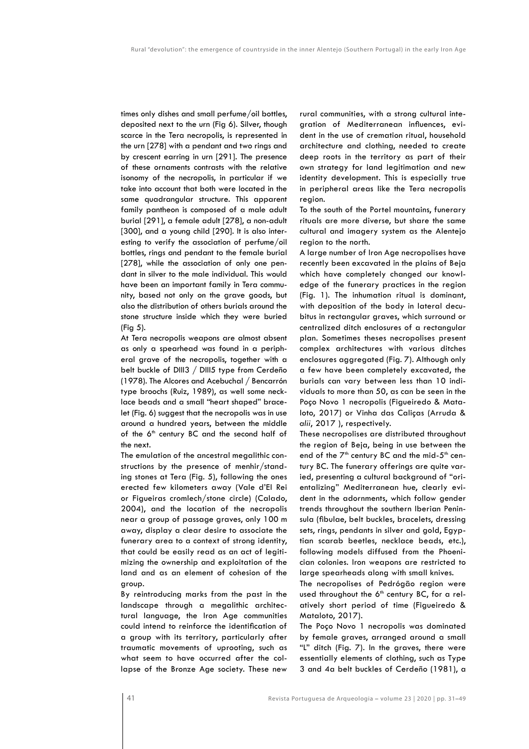times only dishes and small perfume/oil bottles, deposited next to the urn (Fig 6). Silver, though scarce in the Tera necropolis, is represented in the urn [278] with a pendant and two rings and by crescent earring in urn [291]. The presence of these ornaments contrasts with the relative isonomy of the necropolis, in particular if we take into account that both were located in the same quadrangular structure. This apparent family pantheon is composed of a male adult burial [291], a female adult [278], a non-adult [300], and a young child [290]. It is also interesting to verify the association of perfume/oil bottles, rings and pendant to the female burial [278], while the association of only one pendant in silver to the male individual. This would have been an important family in Tera community, based not only on the grave goods, but also the distribution of others burials around the stone structure inside which they were buried (Fig 5).

At Tera necropolis weapons are almost absent as only a spearhead was found in a peripheral grave of the necropolis, together with a belt buckle of DIII3 / DIII5 type from Cerdeño (1978). The Alcores and Acebuchal / Bencarrón type broochs (Ruiz, 1989), as well some necklace beads and a small "heart shaped" bracelet (Fig. 6) suggest that the necropolis was in use around a hundred years, between the middle of the 6th century BC and the second half of the next.

The emulation of the ancestral megalithic constructions by the presence of menhir/standing stones at Tera (Fig. 5), following the ones erected few kilometers away (Vale d'El Rei or Figueiras cromlech/stone circle) (Calado, 2004), and the location of the necropolis near a group of passage graves, only 100 m away, display a clear desire to associate the funerary area to a context of strong identity, that could be easily read as an act of legitimizing the ownership and exploitation of the land and as an element of cohesion of the group.

By reintroducing marks from the past in the landscape through a megalithic architectural language, the Iron Age communities could intend to reinforce the identification of a group with its territory, particularly after traumatic movements of uprooting, such as what seem to have occurred after the collapse of the Bronze Age society. These new rural communities, with a strong cultural integration of Mediterranean influences, evident in the use of cremation ritual, household architecture and clothing, needed to create deep roots in the territory as part of their own strategy for land legitimation and new identity development. This is especially true in peripheral areas like the Tera necropolis region.

To the south of the Portel mountains, funerary rituals are more diverse, but share the same cultural and imagery system as the Alentejo region to the north.

A large number of Iron Age necropolises have recently been excavated in the plains of Beja which have completely changed our knowledge of the funerary practices in the region (Fig. 1). The inhumation ritual is dominant, with deposition of the body in lateral decubitus in rectangular graves, which surround or centralized ditch enclosures of a rectangular plan. Sometimes theses necropolises present complex architectures with various ditches enclosures aggregated (Fig. 7). Although only a few have been completely excavated, the burials can vary between less than 10 individuals to more than 50, as can be seen in the Poço Novo 1 necropolis (Figueiredo & Mataloto, 2017) or Vinha das Caliças (Arruda & *alii*, 2017 ), respectively.

These necropolises are distributed throughout the region of Beja, being in use between the end of the 7th century BC and the mid-5th century BC. The funerary offerings are quite varied, presenting a cultural background of "orientalizing" Mediterranean hue, clearly evident in the adornments, which follow gender trends throughout the southern Iberian Peninsula (fibulae, belt buckles, bracelets, dressing sets, rings, pendants in silver and gold, Egyptian scarab beetles, necklace beads, etc.), following models diffused from the Phoenician colonies. Iron weapons are restricted to large spearheads along with small knives.

The necropolises of Pedrógão region were used throughout the 6th century BC, for a relatively short period of time (Figueiredo & Mataloto, 2017).

The Poço Novo 1 necropolis was dominated by female graves, arranged around a small "L" ditch (Fig. 7). In the graves, there were essentially elements of clothing, such as Type 3 and 4a belt buckles of Cerdeño (1981), a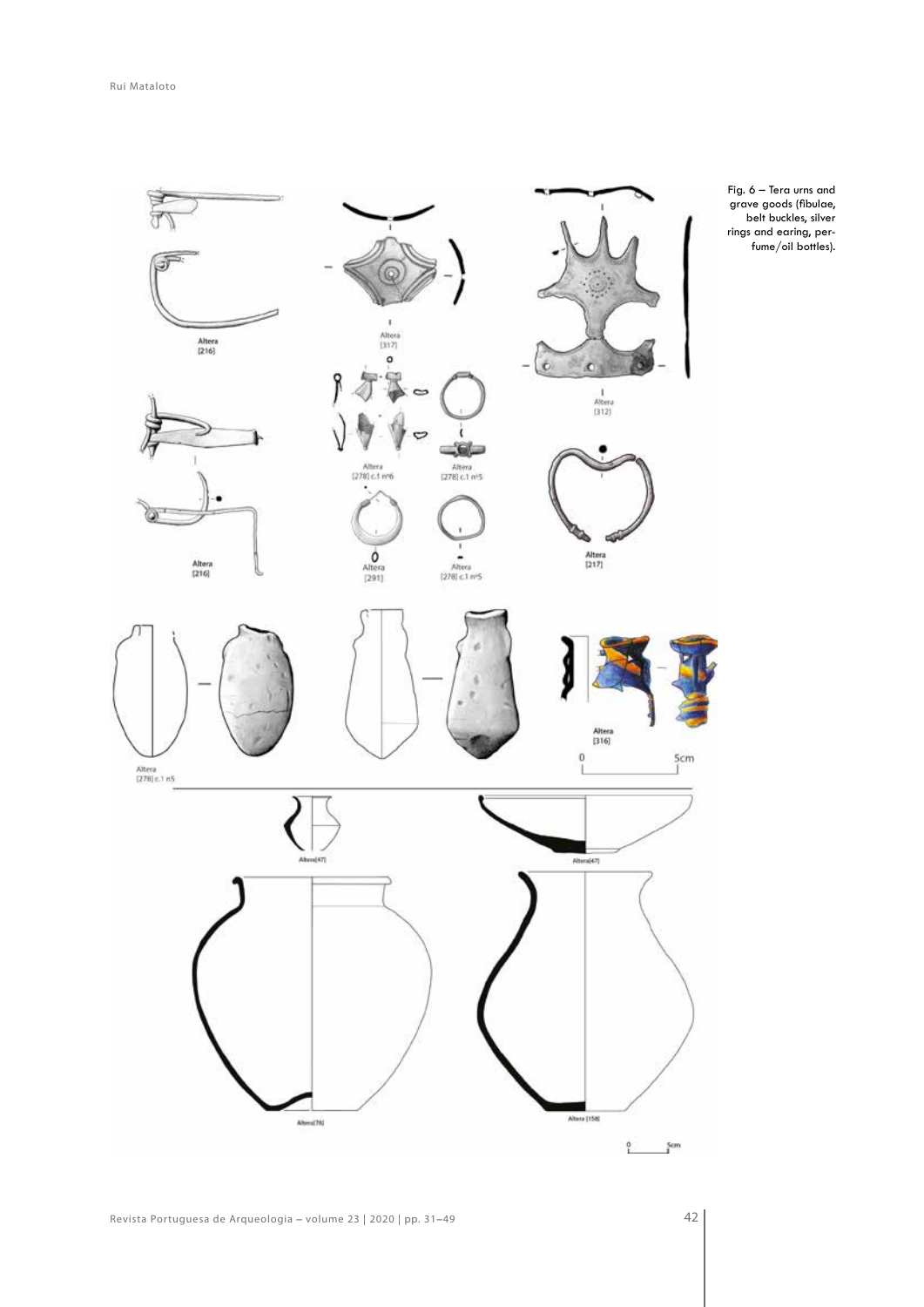Fig. 6 – Tera urns and grave goods (fibulae, belt buckles, silver rings and earing, perfume/oil bottles).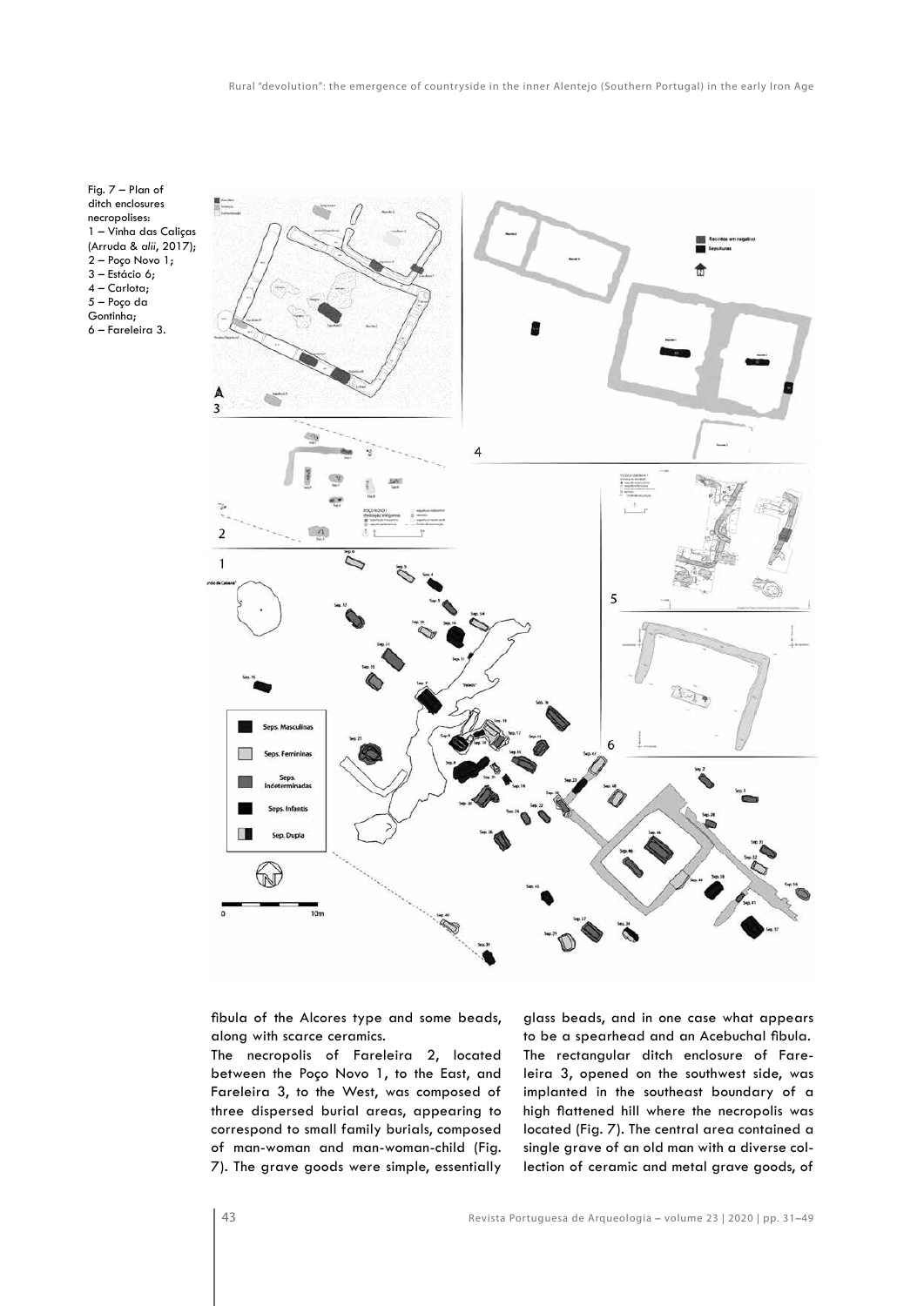Fig. 7 – Plan of ditch enclosures necropolises:
1 – Vinha das Caliças (Arruda & *alii*, 2017);
2 – Poço Novo 1;
3 – Estácio 6;
4 – Carlota;
5 – Poço da Gontinha;
6 – Fareleira 3.

fibula of the Alcores type and some beads, along with scarce ceramics.

The necropolis of Fareleira 2, located between the Poço Novo 1, to the East, and Fareleira 3, to the West, was composed of three dispersed burial areas, appearing to correspond to small family burials, composed of man-woman and man-woman-child (Fig. 7). The grave goods were simple, essentially glass beads, and in one case what appears to be a spearhead and an Acebuchal fibula.

The rectangular ditch enclosure of Fareleira 3, opened on the southwest side, was implanted in the southeast boundary of a high flattened hill where the necropolis was located (Fig. 7). The central area contained a single grave of an old man with a diverse collection of ceramic and metal grave goods, of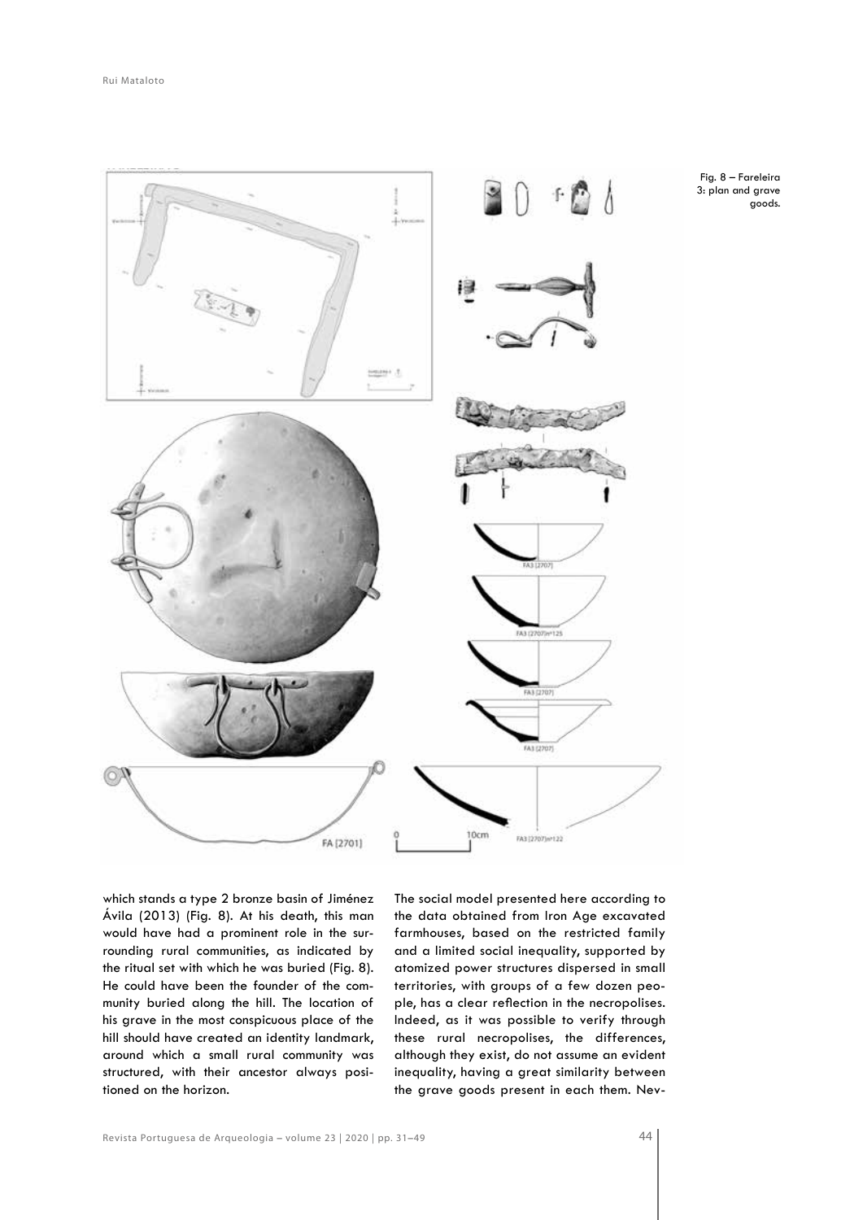Fig. 8 – Fareleira 3: plan and grave goods.

which stands a type 2 bronze basin of Jiménez Ávila (2013) (Fig. 8). At his death, this man would have had a prominent role in the surrounding rural communities, as indicated by the ritual set with which he was buried (Fig. 8). He could have been the founder of the community buried along the hill. The location of his grave in the most conspicuous place of the hill should have created an identity landmark, around which a small rural community was structured, with their ancestor always positioned on the horizon.

The social model presented here according to the data obtained from Iron Age excavated farmhouses, based on the restricted family and a limited social inequality, supported by atomized power structures dispersed in small territories, with groups of a few dozen people, has a clear reflection in the necropolises. Indeed, as it was possible to verify through these rural necropolises, the differences, although they exist, do not assume an evident inequality, having a great similarity between the grave goods present in each them. Nev-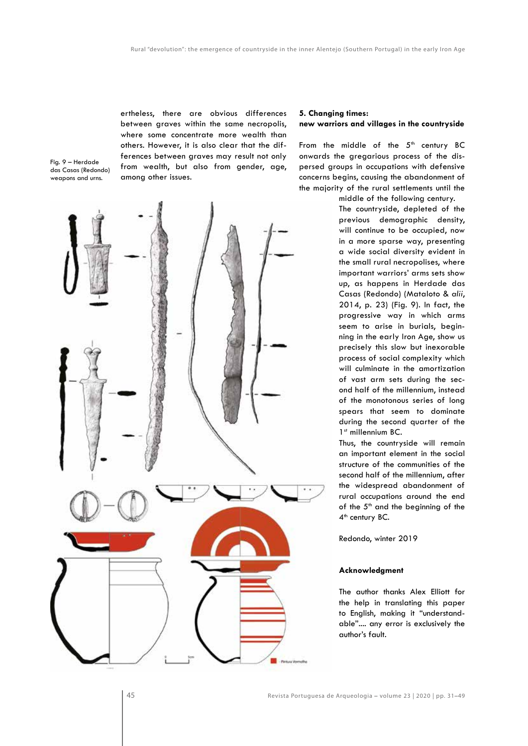ertheless, there are obvious differences between graves within the same necropolis, where some concentrate more wealth than others. However, it is also clear that the differences between graves may result not only from wealth, but also from gender, age, among other issues.

Fig. 9 – Herdade das Casas (Redondo) weapons and urns.

## 5. Changing times: new warriors and villages in the countryside

From the middle of the 5th century BC onwards the gregarious process of the dispersed groups in occupations with defensive concerns begins, causing the abandonment of the majority of the rural settlements until the middle of the following century.

The countryside, depleted of the previous demographic density, will continue to be occupied, now in a more sparse way, presenting a wide social diversity evident in the small rural necropolises, where important warriors' arms sets show up, as happens in Herdade das Casas (Redondo) (Mataloto & *alii*, 2014, p. 23) (Fig. 9). In fact, the progressive way in which arms seem to arise in burials, beginning in the early Iron Age, show us precisely this slow but inexorable process of social complexity which will culminate in the amortization of vast arm sets during the second half of the millennium, instead of the monotonous series of long spears that seem to dominate during the second quarter of the 1st millennium BC.

Thus, the countryside will remain an important element in the social structure of the communities of the second half of the millennium, after the widespread abandonment of rural occupations around the end of the 5th and the beginning of the 4th century BC.

Redondo, winter 2019

### Acknowledgment

The author thanks Alex Elliott for the help in translating this paper to English, making it "understandable".... any error is exclusively the author's fault.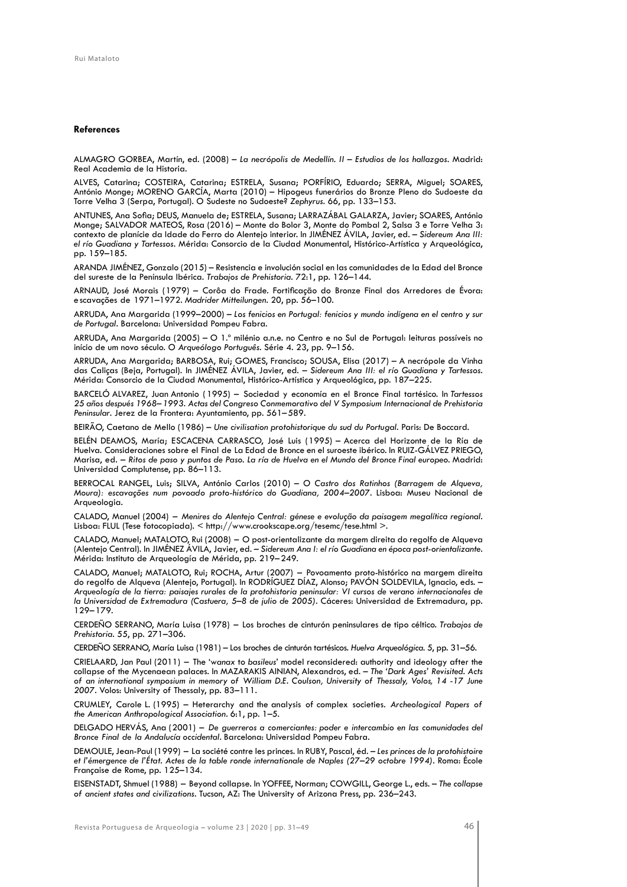#### References

ALMAGRO GORBEA, Martín, ed. (2008) – *La necrópolis de Medellín. II – Estudios de los hallazgos*. Madrid: Real Academia de la Historia.

ALVES, Catarina; COSTEIRA, Catarina; ESTRELA, Susana; PORFÍRIO, Eduardo; SERRA, Miguel; SOARES, António Monge; MORENO GARCÍA, Marta (2010) – Hipogeus funerários do Bronze Pleno do Sudoeste da Torre Velha 3 (Serpa, Portugal). O Sudeste no Sudoeste? *Zephyrus*. 66, pp. 133–153.

ANTUNES, Ana Sofia; DEUS, Manuela de; ESTRELA, Susana; LARRAZÁBAL GALARZA, Javier; SOARES, António Monge; SALVADOR MATEOS, Rosa (2016) – Monte do Bolor 3, Monte do Pombal 2, Salsa 3 e Torre Velha 3: contexto de planície da Idade do Ferro do Alentejo interior. In JIMÉNEZ ÁVILA, Javier, ed. – *Sidereum Ana III: el río Guadiana y Tartessos*. Mérida: Consorcio de la Ciudad Monumental, Histórico-Artística y Arqueológica, pp. 159–185.

ARANDA JIMÉNEZ, Gonzalo (2015) – Resistencia e involución social en las comunidades de la Edad del Bronce del sureste de la Península Ibérica. *Trabajos de Prehistoria*. 72:1, pp. 126–144.

ARNAUD, José Morais (1979) – Corôa do Frade. Fortificação do Bronze Final dos Arredores de Évora: e scavações de 1971–1972. *Madrider Mitteilungen*. 20, pp. 56–100.

ARRUDA, Ana Margarida (1999–2000) – *Los fenicios en Portugal: fenicios y mundo indígena en el centro y sur de Portugal*. Barcelona: Universidad Pompeu Fabra.

ARRUDA, Ana Margarida (2005) – O 1.º milénio a.n.e. no Centro e no Sul de Portugal: leituras possíveis no início de um novo século. *O Arqueólogo Português*. Série 4. 23, pp. 9–156.

ARRUDA, Ana Margarida; BARBOSA, Rui; GOMES, Francisco; SOUSA, Elisa (2017) – A necrópole da Vinha das Caliças (Beja, Portugal). In JIMÉNEZ ÁVILA, Javier, ed. – *Sidereum Ana III: el río Guadiana y Tartessos*. Mérida: Consorcio de la Ciudad Monumental, Histórico-Artística y Arqueológica, pp. 187–225.

BARCELÓ ALVAREZ, Juan Antonio ( 1995) – Sociedad y economía en el Bronce Final tartésico. In *Tartessos 25 años después 1968– 1993. Actas del Congreso Conmemorativo del V Symposium Internacional de Prehistoria Peninsular*. Jerez de la Frontera: Ayuntamiento, pp. 561– 589.

BEIRÃO, Caetano de Mello (1986) – *Une civilisation protohistorique du sud du Portugal*. Paris: De Boccard.

BELÉN DEAMOS, María; ESCACENA CARRASCO, José Luis (1995) – Acerca del Horizonte de la Ría de Huelva. Consideraciones sobre el Final de La Edad de Bronce en el suroeste ibérico. In RUIZ-GÁLVEZ PRIEGO, Marisa, ed. – *Ritos de paso y puntos de Paso. La ría de Huelva en el Mundo del Bronce Final europeo*. Madrid: Universidad Complutense, pp. 86–113.

BERROCAL RANGEL, Luis; SILVA, António Carlos (2010) – *O Castro dos Ratinhos (Barragem de Alqueva, Moura): escavações num povoado proto-histórico do Guadiana, 2004–2007*. Lisboa: Museu Nacional de Arqueologia.

CALADO, Manuel (2004) – *Menires do Alentejo Central: génese e evolução da paisagem megalítica regional*. Lisboa: FLUL (Tese fotocopiada). < http://www.crookscape.org/tesemc/tese.html >.

CALADO, Manuel; MATALOTO, Rui (2008) – O post-orientalizante da margem direita do regolfo de Alqueva (Alentejo Central). In JIMÉNEZ ÁVILA, Javier, ed. – *Sidereum Ana I: el río Guadiana en época post-orientalizante*. Mérida: Instituto de Arqueología de Mérida, pp. 219– 249.

CALADO, Manuel; MATALOTO, Rui; ROCHA, Artur (2007) – Povoamento proto-histórico na margem direita do regolfo de Alqueva (Alentejo, Portugal). In RODRÍGUEZ DÍAZ, Alonso; PAVÓN SOLDEVILA, Ignacio, eds. – *Arqueología de la tierra: paisajes rurales de la protohistoria peninsular: VI cursos de verano internacionales de la Universidad de Extremadura (Castuera, 5–8 de julio de 2005)*. Cáceres: Universidad de Extremadura, pp. 129– 179.

CERDEÑO SERRANO, María Luisa (1978) – Los broches de cinturón peninsulares de tipo céltico. *Trabajos de Prehistoria*. 55, pp. 271–306.

CERDEÑO SERRANO, María Luisa (1981) – Los broches de cinturón tartésicos. *Huelva Arqueológica*. 5, pp. 31–56.

CRIELAARD, Jan Paul (2011) – The '*wanax* to *basileus*' model reconsidered: authority and ideology after the collapse of the Mycenaean palaces. In MAZARAKIS AINIAN, Alexandros, ed. – *The 'Dark Ages' Revisited. Acts of an international symposium in memory of William D.E. Coulson, University of Thessaly, Volos, 14 -17 June 2007*. Volos: University of Thessaly, pp. 83–111.

CRUMLEY, Carole L. (1995) – Heterarchy and the analysis of complex societies. *Archeological Papers of the American Anthropological Association*. 6:1, pp. 1–5.

DELGADO HERVÁS, Ana ( 2001) – *De guerreros a comerciantes: poder e intercambio en las comunidades del Bronce Final de la Andalucía occidental*. Barcelona: Universidad Pompeu Fabra.

DEMOULE, Jean-Paul (1999) – La société contre les princes. In RUBY, Pascal, éd. – *Les princes de la protohistoire et l'émergence de l'État. Actes de la table ronde internationale de Naples (27–29 octobre 1994)*. Roma: École Française de Rome, pp. 125–134.

EISENSTADT, Shmuel (1988) – Beyond collapse. In YOFFEE, Norman; COWGILL, George L., eds. – *The collapse of ancient states and civilizations*. Tucson, AZ: The University of Arizona Press, pp. 236–243.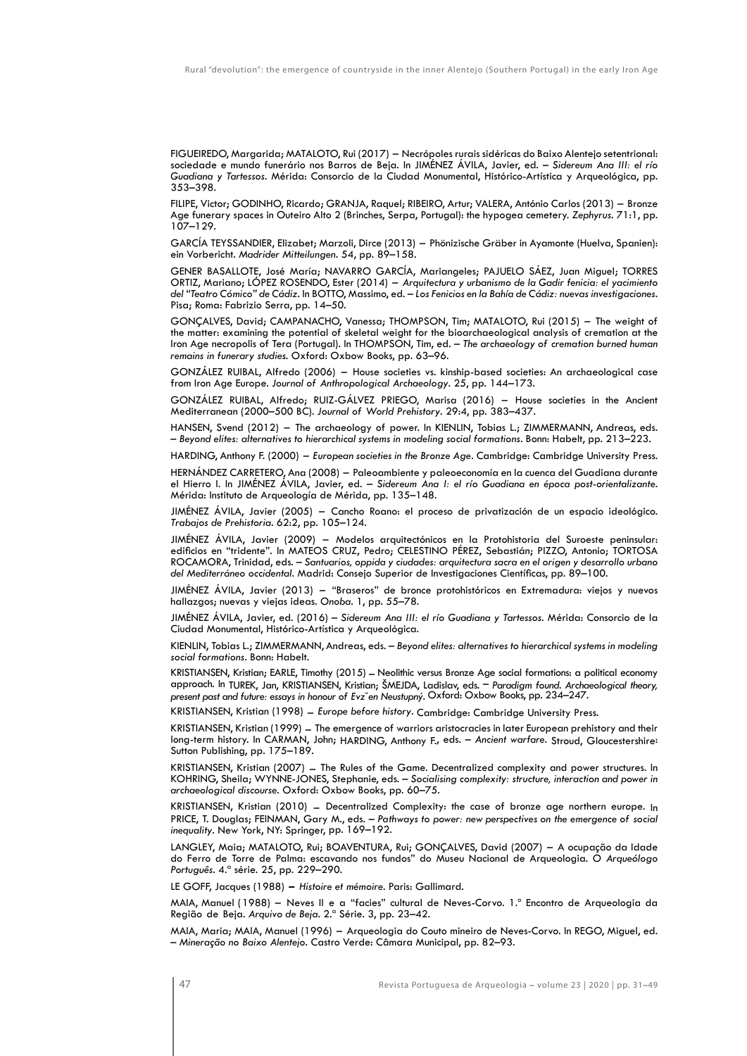FIGUEIREDO, Margarida; MATALOTO, Rui (2017) – Necrópoles rurais sidéricas do Baixo Alentejo setentrional: sociedade e mundo funerário nos Barros de Beja. In JIMÉNEZ ÁVILA, Javier, ed. – *Sidereum Ana III: el río Guadiana y Tartessos*. Mérida: Consorcio de la Ciudad Monumental, Histórico-Artística y Arqueológica, pp. 353–398.

FILIPE, Victor; GODINHO, Ricardo; GRANJA, Raquel; RIBEIRO, Artur; VALERA, António Carlos (2013) – Bronze Age funerary spaces in Outeiro Alto 2 (Brinches, Serpa, Portugal): the hypogea cemetery. *Zephyrus*. 71:1, pp. 107–129.

GARCÍA TEYSSANDIER, Elizabet; Marzoli, Dirce (2013) – Phönizische Gräber in Ayamonte (Huelva, Spanien): ein Vorbericht. *Madrider Mitteilungen*. 54, pp. 89–158.

GENER BASALLOTE, José María; NAVARRO GARCÍA, Mariangeles; PAJUELO SÁEZ, Juan Miguel; TORRES ORTIZ, Mariano; LÓPEZ ROSENDO, Ester (2014) – *Arquitectura y urbanismo de la Gadir fenicia: el yacimiento del "Teatro Cómico" de Cádiz*. In BOTTO, Massimo, ed. – *Los Fenicios en la Bahía de Cádiz: nuevas investigaciones*. Pisa; Roma: Fabrizio Serra, pp. 14–50.

GONÇALVES, David; CAMPANACHO, Vanessa; THOMPSON, Tim; MATALOTO, Rui (2015) – The weight of the matter: examining the potential of skeletal weight for the bioarchaeological analysis of cremation at the Iron Age necropolis of Tera (Portugal). In THOMPSON, Tim, ed. – *The archaeology of cremation burned human remains in funerary studies*. Oxford: Oxbow Books, pp. 63–96.

GONZÁLEZ RUIBAL, Alfredo (2006) – House societies vs. kinship-based societies: An archaeological case from Iron Age Europe. *Journal of Anthropological Archaeology*. 25, pp. 144–173.

GONZÁLEZ RUIBAL, Alfredo; RUIZ-GÁLVEZ PRIEGO, Marisa (2016) – House societies in the Ancient Mediterranean (2000–500 BC). *Journal of World Prehistory*. 29:4, pp. 383–437.

HANSEN, Svend (2012) – The archaeology of power. In KIENLIN, Tobias L.; ZIMMERMANN, Andreas, eds. – *Beyond elites: alternatives to hierarchical systems in modeling social formations*. Bonn: Habelt, pp. 213–223.

HARDING, Anthony F. (2000) – *European societies in the Bronze Age*. Cambridge: Cambridge University Press.

HERNÁNDEZ CARRETERO, Ana (2008) – Paleoambiente y paleoeconomía en la cuenca del Guadiana durante el Hierro I. In JIMÉNEZ ÁVILA, Javier, ed. – *Sidereum Ana I: el río Guadiana en época post-orientalizante*. Mérida: Instituto de Arqueología de Mérida, pp. 135–148.

JIMÉNEZ ÁVILA, Javier (2005) – Cancho Roano: el proceso de privatización de un espacio ideológico. *Trabajos de Prehistoria*. 62:2, pp. 105–124.

JIMÉNEZ ÁVILA, Javier (2009) – Modelos arquitectónicos en la Protohistoria del Suroeste peninsular: edificios en "tridente". In MATEOS CRUZ, Pedro; CELESTINO PÉREZ, Sebastián; PIZZO, Antonio; TORTOSA ROCAMORA, Trinidad, eds. – *Santuarios, oppida y ciudades: arquitectura sacra en el origen y desarrollo urbano del Mediterráneo occidental*. Madrid: Consejo Superior de Investigaciones Científicas, pp. 89–100.

JIMÉNEZ ÁVILA, Javier (2013) – "Braseros" de bronce protohistóricos en Extremadura: viejos y nuevos hallazgos; nuevas y viejas ideas. *Onoba*. 1, pp. 55–78.

JIMÉNEZ ÁVILA, Javier, ed. (2016) – *Sidereum Ana III: el río Guadiana y Tartessos*. Mérida: Consorcio de la Ciudad Monumental, Histórico-Artística y Arqueológica.

KIENLIN, Tobias L.; ZIMMERMANN, Andreas, eds. – *Beyond elites: alternatives to hierarchical systems in modeling social formations*. Bonn: Habelt.

KRISTIANSEN, Kristian; EARLE, Timothy (2015) – Neolithic versus Bronze Age social formations: a political economy approach. In TUREK, Jan, KRISTIANSEN, Kristian; ŠMEJDA, Ladislav, eds. – *Paradigm found. Archaeological theory, present past and future: essays in honour of Evz˘en Neustupný*. Oxford: Oxbow Books, pp. 234–247.

KRISTIANSEN, Kristian (1998) – *Europe before history*. Cambridge: Cambridge University Press.

KRISTIANSEN, Kristian (1999) – The emergence of warriors aristocracies in later European prehistory and their long-term history. In CARMAN, John; HARDING, Anthony F., eds. – *Ancient warfare*. Stroud, Gloucestershire: Sutton Publishing, pp. 175–189.

KRISTIANSEN, Kristian (2007) – The Rules of the Game. Decentralized complexity and power structures. In KOHRING, Sheila; WYNNE-JONES, Stephanie, eds. – *Socialising complexity: structure, interaction and power in archaeological discourse*. Oxford: Oxbow Books, pp. 60–75.

KRISTIANSEN, Kristian (2010) – Decentralized Complexity: the case of bronze age northern europe. In PRICE, T. Douglas; FEINMAN, Gary M., eds. – *Pathways to power: new perspectives on the emergence of social inequality*. New York, NY: Springer, pp. 169–192.

LANGLEY, Maia; MATALOTO, Rui; BOAVENTURA, Rui; GONÇALVES, David (2007) – A ocupação da Idade do Ferro de Torre de Palma: escavando nos fundos" do Museu Nacional de Arqueologia. *O Arqueólogo Português*. 4.ª série. 25, pp. 229–290.

LE GOFF, Jacques (1988) – *Histoire et mémoire*. Paris: Gallimard.

MAIA, Manuel (1988) – Neves II e a "facies" cultural de Neves-Corvo. 1.º Encontro de Arqueologia da Região de Beja. *Arquivo de Beja*. 2.ª Série. 3, pp. 23–42.

MAIA, Maria; MAIA, Manuel (1996) – Arqueologia do Couto mineiro de Neves-Corvo. In REGO, Miguel, ed. – *Mineração no Baixo Alentejo*. Castro Verde: Câmara Municipal, pp. 82–93.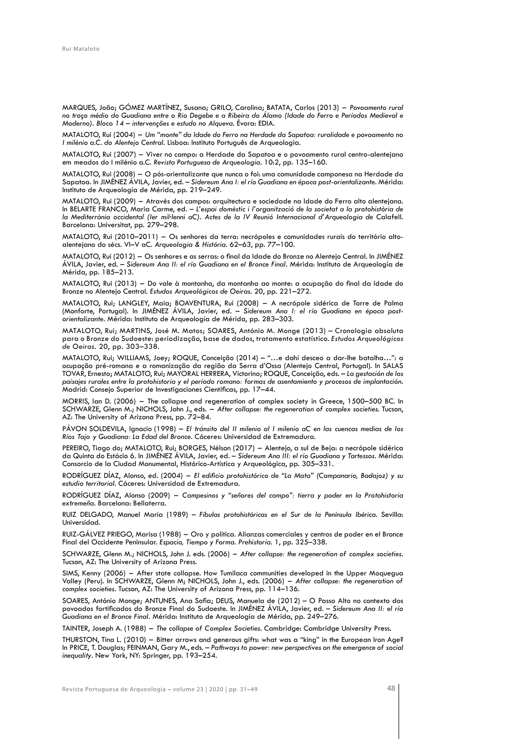MARQUES, João; GÓMEZ MARTÍNEZ, Susana; GRILO, Carolina; BATATA, Carlos (2013) – *Povoamento rural no troço médio do Guadiana entre o Rio Degebe e a Ribeira do Álamo (Idade do Ferro e Períodos Medieval e Moderno). Bloco 14 – intervenções e estudo no Alqueva*. Évora: EDIA.

MATALOTO, Rui (2004) – *Um "monte" da Idade do Ferro na Herdade da Sapatoa: ruralidade e povoamento no I milénio a.C. do Alentejo Central*. Lisboa: Instituto Português de Arqueologia.

MATALOTO, Rui (2007) – Viver no campo: a Herdade da Sapatoa e o povoamento rural centro-alentejano em meados do I milénio a.C. *Revista Portuguesa de Arqueologia*. 10:2, pp. 135–160.

MATALOTO, Rui (2008) – O pós-orientalizante que nunca o foi: uma comunidade camponesa na Herdade da Sapatoa. In JIMÉNEZ ÁVILA, Javier, ed. – *Sidereum Ana I: el río Guadiana en época post-orientalizante*. Mérida: Instituto de Arqueología de Mérida, pp. 219–249.

MATALOTO, Rui (2009) – Através dos campos: arquitectura e sociedade na Idade do Ferro alto alentejana. In BELARTE FRANCO, Maria Carme, ed. – *L'espai domèstic i l'organització de la societat a la protohistòria de la Mediterrània occidental (Ier mil·lenni aC). Actes de la IV Reunió Internacional d'Arqueologia de* Calafell. Barcelona: Universitat, pp. 279–298.

MATALOTO, Rui (2010–2011) – Os senhores da terra: necrópoles e comunidades rurais do território alto-alentejano do sécs. VI–V aC. *Arqueologia & História*. 62–63, pp. 77–100.

MATALOTO, Rui (2012) – Os senhores e as serras: o final da Idade do Bronze no Alentejo Central. In JIMÉNEZ ÁVILA, Javier, ed. – *Sidereum Ana II: el río Guadiana en el Bronce Final*. Mérida: Instituto de Arqueología de Mérida, pp. 185–213.

MATALOTO, Rui (2013) – Do vale à montanha, da montanha ao monte: a ocupação do final da Idade do Bronze no Alentejo Central. *Estudos Arqueológicos de Oeiras*. 20, pp. 221–272.

MATALOTO, Rui; LANGLEY, Maia; BOAVENTURA, Rui (2008) – A necrópole sidérica de Torre de Palma (Monforte, Portugal). In JIMÉNEZ ÁVILA, Javier, ed. – *Sidereum Ana I: el río Guadiana en época post-orientalizante*. Mérida: Instituto de Arqueología de Mérida, pp. 283–303.

MATALOTO, Rui; MARTINS, José M. Matos; SOARES, António M. Monge (2013) – Cronologia absoluta para o Bronze do Sudoeste: periodização, base de dados, tratamento estatístico. *Estudos Arqueológicos de Oeiras*. 20, pp. 303–338.

MATALOTO, Rui; WILLIAMS, Joey; ROQUE, Conceição (2014) – "…e dahí desceo a dar-lhe batalha…": a ocupação pré-romana e a romanização da região da Serra d'Ossa (Alentejo Central, Portugal). In SALAS TOVAR, Ernesto; MATALOTO, Rui; MAYORAL HERRERA, Victorino; ROQUE, Conceição, eds. – *La gestación de los paisajes rurales entre la protohistoria y el período romano: formas de asentamiento y procesos de implantación*. Madrid: Consejo Superior de Investigaciones Científicas, pp. 17–44.

MORRIS, Ian D. (2006) – The collapse and regeneration of complex society in Greece, 1500–500 BC. In SCHWARZE, Glenn M.; NICHOLS, John J., eds. – *After collapse: the regeneration of complex societies*. Tucson, AZ: The University of Arizona Press, pp. 72–84.

PÁVON SOLDEVILA, Ignacio (1998) – *El tránsito del II milenio al I milenio aC en las cuencas medias de los Ríos Tajo y Guadiana: La Edad del Bronce*. Cáceres: Universidad de Extremadura.

PEREIRO, Tiago do; MATALOTO, Rui; BORGES, Nélson (2017) – Alentejo, a sul de Beja: a necrópole sidérica da Quinta do Estácio 6. In JIMÉNEZ ÁVILA, Javier, ed. – *Sidereum Ana III: el río Guadiana y Tartessos*. Mérida: Consorcio de la Ciudad Monumental, Histórico-Artística y Arqueológica, pp. 305–331.

RODRÍGUEZ DÍAZ, Alonso, ed. (2004) – *El edificio protohistórico de "La Mata" (Campanario, Badajoz) y su estudio territorial*. Cáceres: Universidad de Extremadura.

RODRÍGUEZ DÍAZ, Alonso (2009) – *Campesinos y "señores del campo": tierra y poder en la Protohistoria extremeña*. Barcelona: Bellaterra.

RUIZ DELGADO, Manuel María (1989) – *Fíbulas protohistóricas en el Sur de la Península Ibérica*. Sevilla: Universidad.

RUIZ-GÁLVEZ PRIEGO, Marisa (1988) – Oro y política. Alianzas comerciales y centros de poder en el Bronce Final del Occidente Peninsular. *Espacio, Tiempo y Forma. Prehistoria*. 1, pp. 325–338.

SCHWARZE, Glenn M.; NICHOLS, John J. eds. (2006) – *After collapse: the regeneration of complex societies*. Tucson, AZ: The University of Arizona Press.

SIMS, Kenny (2006) – After state collapse. How Tumilaca communities developed in the Upper Moquegua Valley (Peru). In SCHWARZE, Glenn M; NICHOLS, John J., eds. (2006) – *After collapse: the regeneration of complex societies*. Tucson, AZ: The University of Arizona Press, pp. 114–136.

SOARES, António Monge; ANTUNES, Ana Sofia; DEUS, Manuela de (2012) – O Passo Alto no contexto dos povoados fortificados do Bronze Final do Sudoeste. In JIMÉNEZ ÁVILA, Javier, ed. – *Sidereum Ana II: el río Guadiana en el Bronce Final*. Mérida: Instituto de Arqueología de Mérida, pp. 249–276.

TAINTER, Joseph A. (1988) – *The collapse of Complex Societies*. Cambridge: Cambridge University Press.

THURSTON, Tina L. (2010) – Bitter arrows and generous gifts: what was a "king" in the European Iron Age? In PRICE, T. Douglas; FEINMAN, Gary M., eds. – *Pathways to power: new perspectives on the emergence of social inequality*. New York, NY: Springer, pp. 193–254.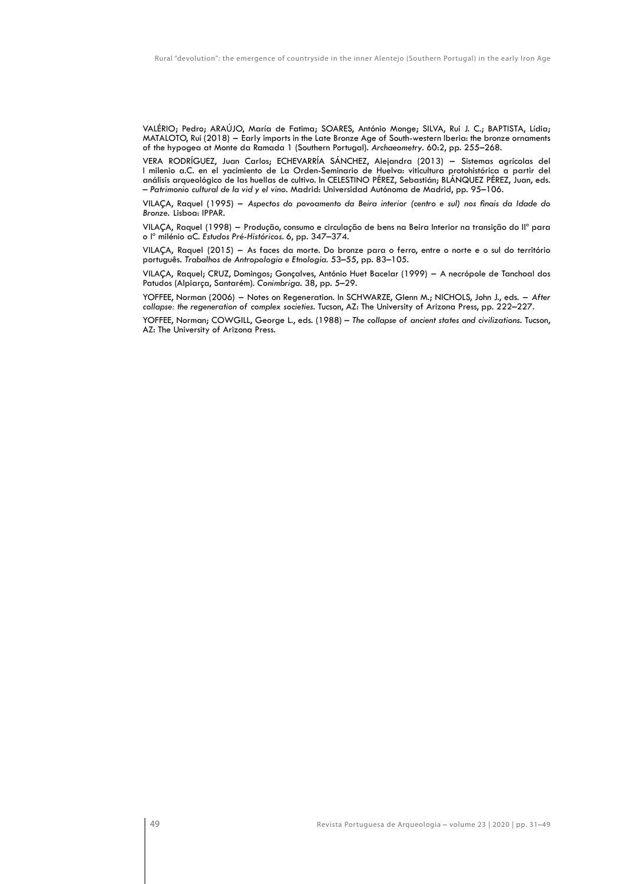VALÉRIO; Pedro; ARAÚJO, María de Fatima; SOARES, António Monge; SILVA, Rui J. C.; BAPTISTA, Lídia; MATALOTO, Rui (2018) – Early imports in the Late Bronze Age of South-western Iberia: the bronze ornaments of the hypogea at Monte da Ramada 1 (Southern Portugal). *Archaeometry*. 60:2, pp. 255–268.

VERA RODRÍGUEZ, Juan Carlos; ECHEVARRÍA SÁNCHEZ, Alejandra (2013) – Sistemas agrícolas del I milenio a.C. en el yacimiento de La Orden-Seminario de Huelva: viticultura protohistórica a partir del análisis arqueológico de las huellas de cultivo. In CELESTINO PÉREZ, Sebastián; BLÁNQUEZ PÉREZ, Juan, eds. – *Patrimonio cultural de la vid y el vino*. Madrid: Universidad Autónoma de Madrid, pp. 95–106.

VILAÇA, Raquel (1995) – *Aspectos do povoamento da Beira interior (centro e sul) nos finais da Idade do Bronze*. Lisboa: IPPAR.

VILAÇA, Raquel (1998) – Produção, consumo e circulação de bens na Beira Interior na transição do II° para o I° milénio aC. *Estudos Pré-Históricos*. 6, pp. 347–374.

VILAÇA, Raquel (2015) – As faces da morte. Do bronze para o ferro, entre o norte e o sul do território português. *Trabalhos de Antropologia e Etnologia*. 53–55, pp. 83–105.

VILAÇA, Raquel; CRUZ, Domingos; Gonçalves, António Huet Bacelar (1999) – A necrópole de Tanchoal dos Patudos (Alpiarça, Santarém). *Conimbriga*. 38, pp. 5–29.

YOFFEE, Norman (2006) – Notes on Regeneration. In SCHWARZE, Glenn M.; NICHOLS, John J., eds. – *After collapse: the regeneration of complex societies*. Tucson, AZ: The University of Arizona Press, pp. 222–227.

YOFFEE, Norman; COWGILL, George L., eds. (1988) – *The collapse of ancient states and civilizations*. Tucson, AZ: The University of Arizona Press.